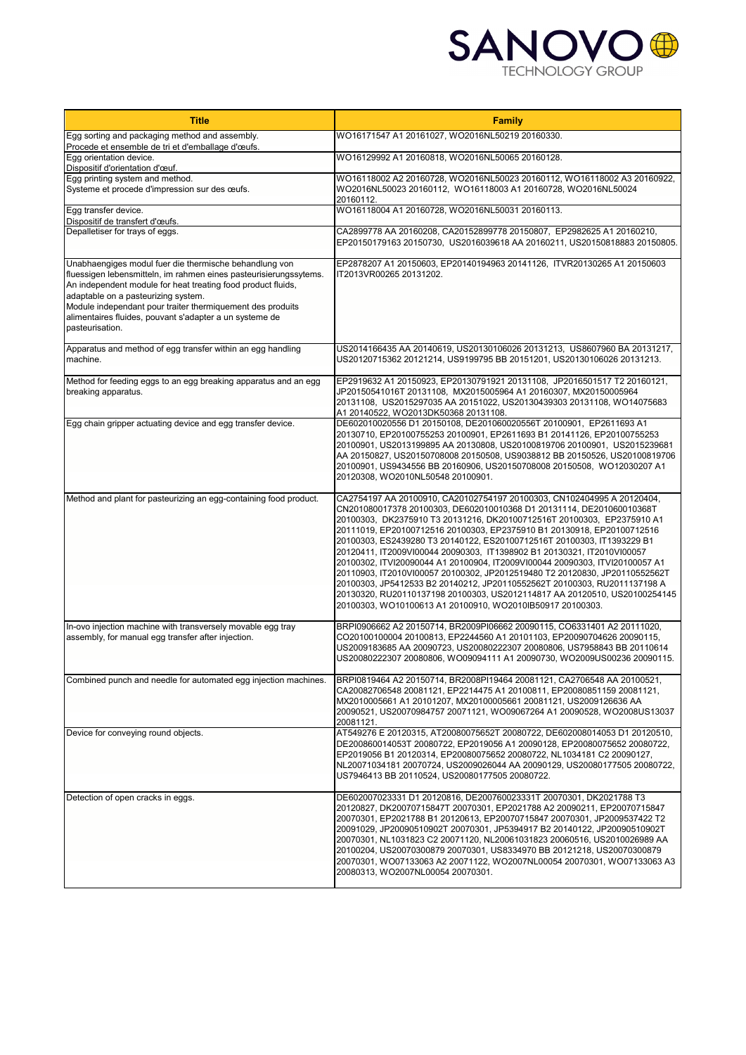| Title | Family |
|---|---|
| Egg sorting and packaging method and assembly.<br>Procede et ensemble de tri et d'emballage d'œufs. | WO16171547 A1 20161027, WO2016NL50219 20160330. |
| Egg orientation device.<br>Dispositif d'orientation d'œuf. | WO16129992 A1 20160818, WO2016NL50065 20160128. |
| Egg printing system and method.<br>Systeme et procede d'impression sur des œufs. | WO16118002 A2 20160728, WO2016NL50023 20160112, WO16118002 A3 20160922, WO2016NL50023 20160112, WO16118003 A1 20160728, WO2016NL50024 20160112. |
| Egg transfer device.<br>Dispositif de transfert d'œufs. | WO16118004 A1 20160728, WO2016NL50031 20160113. |
| Depalletiser for trays of eggs. | CA2899778 AA 20160208, CA20152899778 20150807, EP2982625 A1 20160210, EP20150179163 20150730, US2016039618 AA 20160211, US20150818883 20150805. |
| Unabhaengiges modul fuer die thermische behandlung von fluessigen lebensmitteln, im rahmen eines pasteurisierungssytems.<br>An independent module for heat treating food product fluids, adaptable on a pasteurizing system.<br>Module independant pour traiter thermiquement des produits alimentaires fluides, pouvant s'adapter a un systeme de pasteurisation. | EP2878207 A1 20150603, EP20140194963 20141126, ITVR20130265 A1 20150603 IT2013VR00265 20131202. |
| Apparatus and method of egg transfer within an egg handling machine. | US2014166435 AA 20140619, US20130106026 20131213, US8607960 BA 20131217, US20120715362 20121214, US9199795 BB 20151201, US20130106026 20131213. |
| Method for feeding eggs to an egg breaking apparatus and an egg breaking apparatus. | EP2919632 A1 20150923, EP20130791921 20131108, JP2016501517 T2 20160121, JP20150541016T 20131108, MX2015005964 A1 20160307, MX20150005964 20131108, US2015297035 AA 20151022, US20130439303 20131108, WO14075683 A1 20140522, WO2013DK50368 20131108. |
| Egg chain gripper actuating device and egg transfer device. | DE602010020556 D1 20150108, DE201060020556T 20100901, EP2611693 A1 20130710, EP20100755253 20100901, EP2611693 B1 20141126, EP20100755253 20100901, US2013199895 AA 20130808, US20100819706 20100901, US2015239681 AA 20150827, US20150708008 20150508, US9038812 BB 20150526, US20100819706 20100901, US9434556 BB 20160906, US20150708008 20150508, WO12030207 A1 20120308, WO2010NL50548 20100901. |
| Method and plant for pasteurizing an egg-containing food product. | CA2754197 AA 20100910, CA20102754197 20100303, CN102404995 A 20120404, CN201080017378 20100303, DE602010010368 D1 20131114, DE201060010368T 20100303, DK2375910 T3 20131216, DK20100712516T 20100303, EP2375910 A1 20111019, EP20100712516 20100303, EP2375910 B1 20130918, EP20100712516 20100303, ES2439280 T3 20140122, ES20100712516T 20100303, IT1393229 B1 20120411, IT2009VI00044 20090303, IT1398902 B1 20130321, IT2010VI00057 20100302, ITVI20090044 A1 20100904, IT2009VI00044 20090303, ITVI20100057 A1 20110903, IT2010VI00057 20100302, JP2012519480 T2 20120830, JP20110552562T 20100303, JP5412533 B2 20140212, JP20110552562T 20100303, RU2011137198 A 20130320, RU20110137198 20100303, US2012114817 AA 20120510, US20100254145 20100303, WO10100613 A1 20100910, WO2010IB50917 20100303. |
| In-ovo injection machine with transversely movable egg tray assembly, for manual egg transfer after injection. | BRPI0906662 A2 20150714, BR2009PI06662 20090115, CO6331401 A2 20111020, CO20100100004 20100813, EP2244560 A1 20101103, EP20090704626 20090115, US2009183685 AA 20090723, US20080222307 20080806, US7958843 BB 20110614 US20080222307 20080806, WO09094111 A1 20090730, WO2009US00236 20090115. |
| Combined punch and needle for automated egg injection machines. | BRPI0819464 A2 20150714, BR2008PI19464 20081121, CA2706548 AA 20100521, CA20082706548 20081121, EP2214475 A1 20100811, EP20080851159 20081121, MX2010005661 A1 20101207, MX20100005661 20081121, US2009126636 AA 20090521, US20070984757 20071121, WO09067264 A1 20090528, WO2008US13037 20081121. |
| Device for conveying round objects. | AT549276 E 20120315, AT20080075652T 20080722, DE602008014053 D1 20120510, DE200860014053T 20080722, EP2019056 A1 20090128, EP20080075652 20080722, EP2019056 B1 20120314, EP20080075652 20080722, NL1034181 C2 20090127, NL20071034181 20070724, US2009026044 AA 20090129, US20080177505 20080722, US7946413 BB 20110524, US20080177505 20080722. |
| Detection of open cracks in eggs. | DE602007023331 D1 20120816, DE200760023331T 20070301, DK2021788 T3 20120827, DK20070715847T 20070301, EP2021788 A2 20090211, EP20070715847 20070301, EP2021788 B1 20120613, EP20070715847 20070301, JP2009537422 T2 20091029, JP20090510902T 20070301, JP5394917 B2 20140122, JP20090510902T 20070301, NL1031823 C2 20071120, NL20061031823 20060516, US2010026989 AA 20100204, US20070300879 20070301, US8334970 BB 20121218, US20070300879 20070301, WO07133063 A2 20071122, WO2007NL00054 20070301, WO07133063 A3 20080313, WO2007NL00054 20070301. |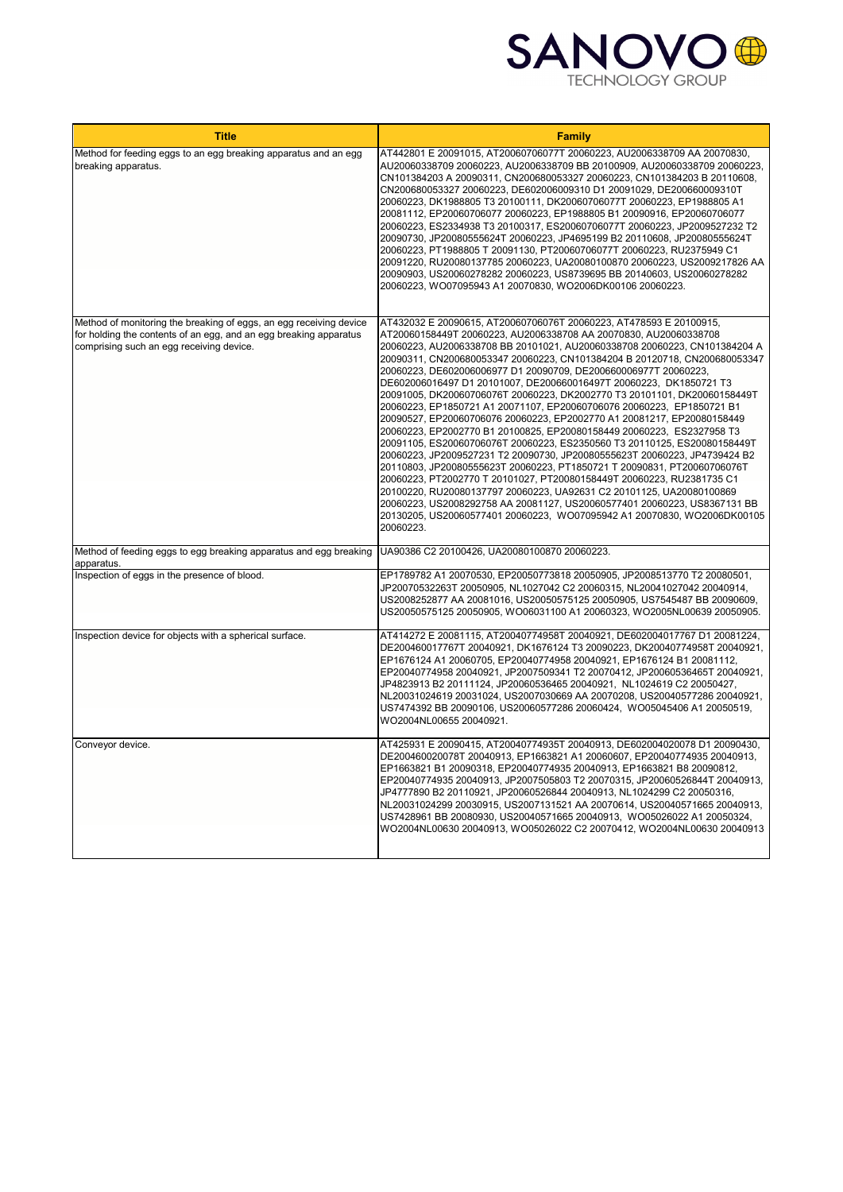| Title | Family |
|---|---|
| Method for feeding eggs to an egg breaking apparatus and an egg breaking apparatus. | AT442801 E 20091015, AT20060706077T 20060223, AU2006338709 AA 20070830, AU20060338709 20060223, AU2006338709 BB 20100909, AU20060338709 20060223, CN101384203 A 20090311, CN200680053327 20060223, CN101384203 B 20110608, CN200680053327 20060223, DE602006009310 D1 20091029, DE200660009310T 20060223, DK1988805 T3 20100111, DK20060706077T 20060223, EP1988805 A1 20081112, EP20060706077 20060223, EP1988805 B1 20090916, EP20060706077 20060223, ES2334938 T3 20100317, ES20060706077T 20060223, JP2009527232 T2 20090730, JP20080555624T 20060223, JP4695199 B2 20110608, JP20080555624T 20060223, PT1988805 T 20091130, PT20060706077T 20060223, RU2375949 C1 20091220, RU20080137785 20060223, UA20080100870 20060223, US2009217826 AA 20090903, US20060278282 20060223, US8739695 BB 20140603, US20060278282 20060223, WO07095943 A1 20070830, WO2006DK00106 20060223. |
| Method of monitoring the breaking of eggs, an egg receiving device for holding the contents of an egg, and an egg breaking apparatus comprising such an egg receiving device. | AT432032 E 20090615, AT20060706076T 20060223, AT478593 E 20100915, AT20060158449T 20060223, AU2006338708 AA 20070830, AU20060338708 20060223, AU2006338708 BB 20101021, AU20060338708 20060223, CN101384204 A 20090311, CN200680053347 20060223, CN101384204 B 20120718, CN200680053347 20060223, DE602006006977 D1 20090709, DE200660006977T 20060223, DE602006016497 D1 20101007, DE200660016497T 20060223, DK1850721 T3 20091005, DK20060706076T 20060223, DK2002770 T3 20101101, DK20060158449T 20060223, EP1850721 A1 20071107, EP20060706076 20060223, EP1850721 B1 20090527, EP20060706076 20060223, EP2002770 A1 20081217, EP20080158449 20060223, EP2002770 B1 20100825, EP20080158449 20060223, ES2327958 T3 20091105, ES20060706076T 20060223, ES2350560 T3 20110125, ES20080158449T 20060223, JP2009527231 T2 20090730, JP20080555623T 20060223, JP4739424 B2 20110803, JP20080555623T 20060223, PT1850721 E 20090831, PT20060706076T 20060223, PT2002770 T 20101027, PT20080158449T 20060223, RU2381735 C1 20100220, RU20080137797 20060223, UA92631 C2 20101125, UA20080100869 20060223, US2008292758 AA 20081127, US20060577401 20060223, US8367131 BB 20130205, US20060577401 20060223, WO07095942 A1 20070830, WO2006DK00105 20060223. |
| Method of feeding eggs to egg breaking apparatus and egg breaking apparatus. | UA90386 C2 20100426, UA20080100870 20060223. |
| Inspection of eggs in the presence of blood. | EP1789782 A1 20070530, EP20050773818 20050905, JP2008513770 T2 20080501, JP20070532263T 20050905, NL1027042 C2 20060315, NL20041027042 20040914, US2008252877 AA 20081016, US20050575125 20050905, US7545487 BB 20090609, US20050575125 20050905, WO06031100 A1 20060323, WO2005NL00639 20050905. |
| Inspection device for objects with a spherical surface. | AT414272 E 20081115, AT20040774958T 20040921, DE602004017767 D1 20081224, DE200460017767T 20040921, DK1676124 T3 20090223, DK20040774958T 20040921, EP1676124 A1 20060705, EP20040774958 20040921, EP1676124 B1 20081112, EP20040774958 20040921, JP2007509341 T2 20070412, JP20060536465T 20040921, JP4823913 B2 20111124, JP20060536465 20040921, NL1024619 C2 20050427, NL20031024619 20031024, US2007030669 AA 20070208, US20040577286 20040921, US7474392 BB 20090106, US20060577286 20060424, WO05045406 A1 20050519, WO2004NL00655 20040921. |
| Conveyor device. | AT425931 E 20090415, AT20040774935T 20040913, DE602004020078 D1 20090430, DE200460020078T 20040913, EP1663821 A1 20060607, EP20040774935 20040913, EP1663821 B1 20090318, EP20040774935 20040913, EP1663821 B8 20090812, EP20040774935 20040913, JP2007505803 T2 20070315, JP20060526844T 20040913, JP4777890 B2 20110921, JP20060526844 20040913, NL1024299 C2 20050316, NL20031024299 20030915, US2007131521 AA 20070614, US20040571665 20040913, US7428961 BB 20080930, US20040571665 20040913, WO05026022 A1 20050324, WO2004NL00630 20040913, WO05026022 C2 20070412, WO2004NL00630 20040913 |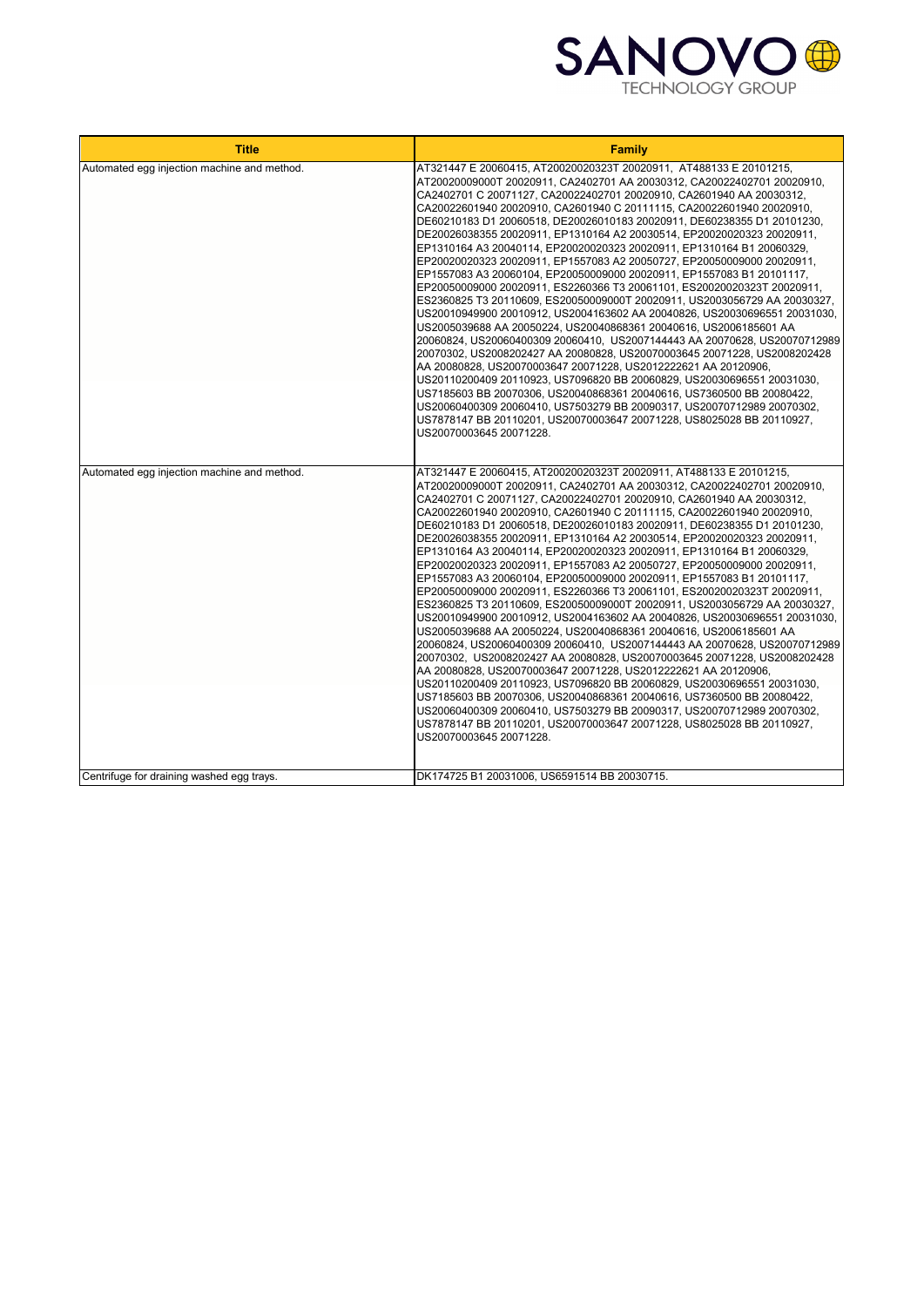| Title | Family |
|---|---|
| Automated egg injection machine and method. | AT321447 E 20060415, AT20020020323T 20020911, AT488133 E 20101215, AT20020009000T 20020911, CA2402701 AA 20030312, CA20022402701 20020910, CA2402701 C 20071127, CA20022402701 20020910, CA2601940 AA 20030312, CA20022601940 20020910, CA2601940 C 20111115, CA20022601940 20020910, DE60210183 D1 20060518, DE20026010183 20020911, DE60238355 D1 20101230, DE20026038355 20020911, EP1310164 A2 20030514, EP20020020323 20020911, EP1310164 A3 20040114, EP20020020323 20020911, EP1310164 B1 20060329, EP20020020323 20020911, EP1557083 A2 20050727, EP20050009000 20020911, EP1557083 A3 20060104, EP20050009000 20020911, EP1557083 B1 20101117, EP20050009000 20020911, ES2260366 T3 20061101, ES20020020323T 20020911, ES2360825 T3 20110609, ES20050009000T 20020911, US2003056729 AA 20030327, US20010949900 20010912, US2004163602 AA 20040826, US20030696551 20031030, US2005039688 AA 20050224, US20040868361 20040616, US2006185601 AA 20060824, US20060400309 20060410, US2007144443 AA 20070628, US20070712989 20070302, US2008202427 AA 20080828, US20070003645 20071228, US2008202428 AA 20080828, US20070003647 20071228, US2012222621 AA 20120906, US20110200409 20110923, US7096820 BB 20060829, US20030696551 20031030, US7185603 BB 20070306, US20040868361 20040616, US7360500 BB 20080422, US20060400309 20060410, US7503279 BB 20090317, US20070712989 20070302, US7878147 BB 20110201, US20070003647 20071228, US8025028 BB 20110927, US20070003645 20071228. |
| Automated egg injection machine and method. | AT321447 E 20060415, AT20020020323T 20020911, AT488133 E 20101215, AT20020009000T 20020911, CA2402701 AA 20030312, CA20022402701 20020910, CA2402701 C 20071127, CA20022402701 20020910, CA2601940 AA 20030312, CA20022601940 20020910, CA2601940 C 20111115, CA20022601940 20020910, DE60210183 D1 20060518, DE20026010183 20020911, DE60238355 D1 20101230, DE20026038355 20020911, EP1310164 A2 20030514, EP20020020323 20020911, EP1310164 A3 20040114, EP20020020323 20020911, EP1310164 B1 20060329, EP20020020323 20020911, EP1557083 A2 20050727, EP20050009000 20020911, EP1557083 A3 20060104, EP20050009000 20020911, EP1557083 B1 20101117, EP20050009000 20020911, ES2260366 T3 20061101, ES20020020323T 20020911, ES2360825 T3 20110609, ES20050009000T 20020911, US2003056729 AA 20030327, US20010949900 20010912, US2004163602 AA 20040826, US20030696551 20031030, US2005039688 AA 20050224, US20040868361 20040616, US2006185601 AA 20060824, US20060400309 20060410, US2007144443 AA 20070628, US20070712989 20070302, US2008202427 AA 20080828, US20070003645 20071228, US2008202428 AA 20080828, US20070003647 20071228, US2012222621 AA 20120906, US20110200409 20110923, US7096820 BB 20060829, US20030696551 20031030, US7185603 BB 20070306, US20040868361 20040616, US7360500 BB 20080422, US20060400309 20060410, US7503279 BB 20090317, US20070712989 20070302, US7878147 BB 20110201, US20070003647 20071228, US8025028 BB 20110927, US20070003645 20071228. |
| Centrifuge for draining washed egg trays. | DK174725 B1 20031006, US6591514 BB 20030715. |